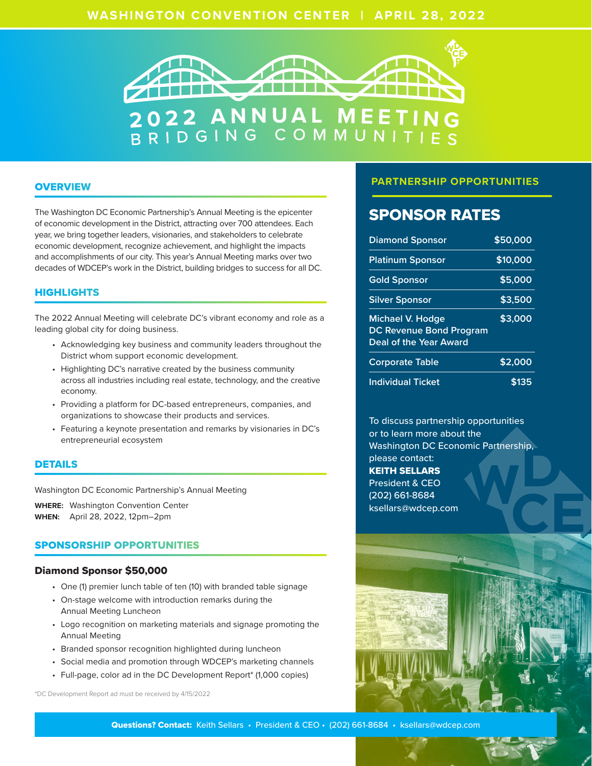WASHINGTON CONVENTION CENTER | APRIL 28, 2022

# 2022 ANNUAL MEETING
## BRIDGING COMMUNITIES

## OVERVIEW

The Washington DC Economic Partnership's Annual Meeting is the epicenter of economic development in the District, attracting over 700 attendees. Each year, we bring together leaders, visionaries, and stakeholders to celebrate economic development, recognize achievement, and highlight the impacts and accomplishments of our city. This year's Annual Meeting marks over two decades of WDCEP's work in the District, building bridges to success for all DC.

## HIGHLIGHTS

The 2022 Annual Meeting will celebrate DC's vibrant economy and role as a leading global city for doing business.

- Acknowledging key business and community leaders throughout the District whom support economic development.
- Highlighting DC's narrative created by the business community across all industries including real estate, technology, and the creative economy.
- Providing a platform for DC-based entrepreneurs, companies, and organizations to showcase their products and services.
- Featuring a keynote presentation and remarks by visionaries in DC's entrepreneurial ecosystem

## DETAILS

Washington DC Economic Partnership's Annual Meeting

**WHERE:** Washington Convention Center
**WHEN:** April 28, 2022, 12pm–2pm

## SPONSORSHIP OPPORTUNITIES

### Diamond Sponsor $50,000

- One (1) premier lunch table of ten (10) with branded table signage
- On-stage welcome with introduction remarks during the Annual Meeting Luncheon
- Logo recognition on marketing materials and signage promoting the Annual Meeting
- Branded sponsor recognition highlighted during luncheon
- Social media and promotion through WDCEP's marketing channels
- Full-page, color ad in the DC Development Report* (1,000 copies)

*DC Development Report ad must be received by 4/15/2022

## PARTNERSHIP OPPORTUNITIES

### SPONSOR RATES

| Sponsor | Rate |
| --- | --- |
| Diamond Sponsor | $50,000 |
| Platinum Sponsor | $10,000 |
| Gold Sponsor | $5,000 |
| Silver Sponsor | $3,500 |
| Michael V. Hodge DC Revenue Bond Program Deal of the Year Award | $3,000 |
| Corporate Table | $2,000 |
| Individual Ticket | $135 |

To discuss partnership opportunities or to learn more about the Washington DC Economic Partnership, please contact:
**KEITH SELLARS**
President & CEO
(202) 661-8684
ksellars@wdcep.com

**Questions? Contact:** Keith Sellars • President & CEO • (202) 661-8684 • ksellars@wdcep.com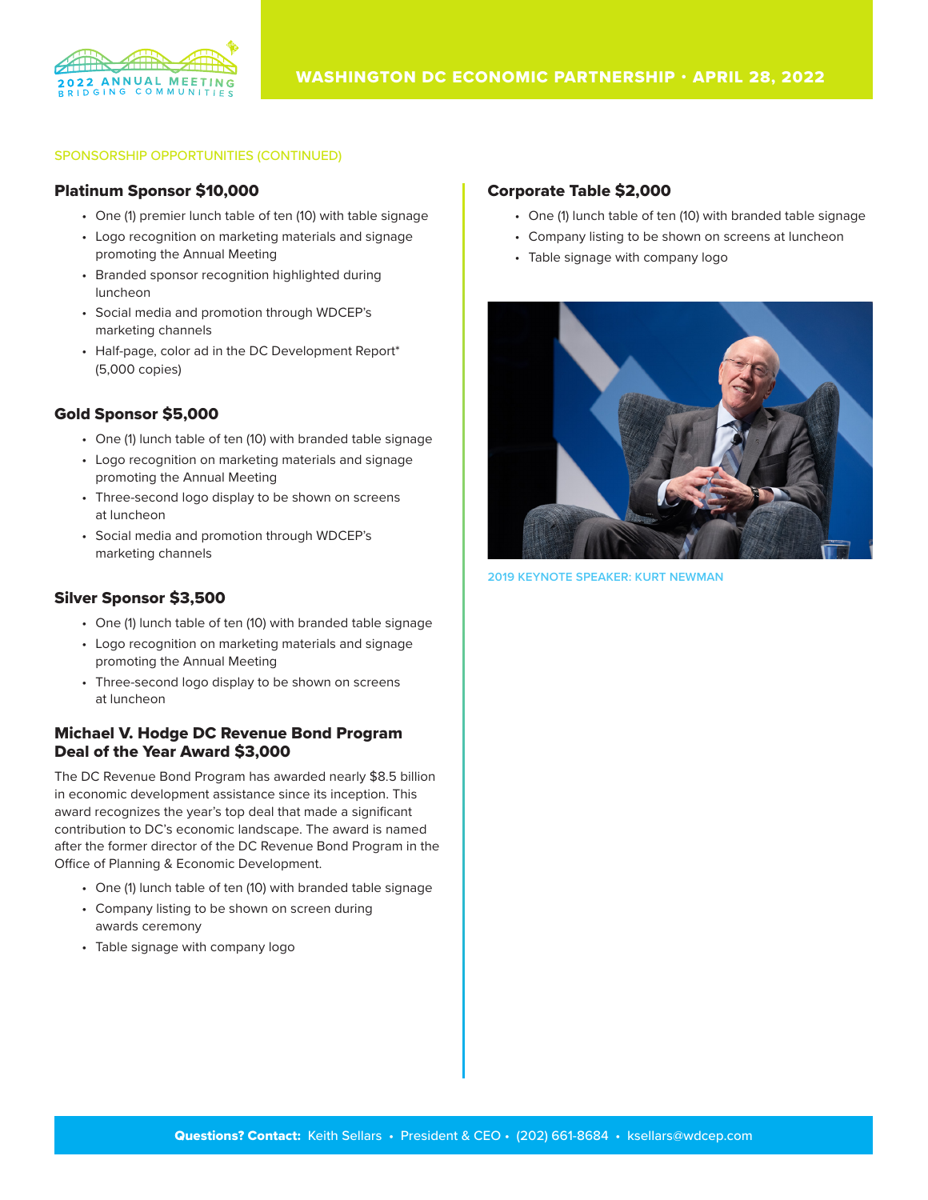SPONSORSHIP OPPORTUNITIES (CONTINUED)

## Platinum Sponsor $10,000

- One (1) premier lunch table of ten (10) with table signage
- Logo recognition on marketing materials and signage promoting the Annual Meeting
- Branded sponsor recognition highlighted during luncheon
- Social media and promotion through WDCEP's marketing channels
- Half-page, color ad in the DC Development Report* (5,000 copies)

## Gold Sponsor $5,000

- One (1) lunch table of ten (10) with branded table signage
- Logo recognition on marketing materials and signage promoting the Annual Meeting
- Three-second logo display to be shown on screens at luncheon
- Social media and promotion through WDCEP's marketing channels

## Silver Sponsor $3,500

- One (1) lunch table of ten (10) with branded table signage
- Logo recognition on marketing materials and signage promoting the Annual Meeting
- Three-second logo display to be shown on screens at luncheon

## Michael V. Hodge DC Revenue Bond Program Deal of the Year Award $3,000

The DC Revenue Bond Program has awarded nearly $8.5 billion in economic development assistance since its inception. This award recognizes the year's top deal that made a significant contribution to DC's economic landscape. The award is named after the former director of the DC Revenue Bond Program in the Office of Planning & Economic Development.

- One (1) lunch table of ten (10) with branded table signage
- Company listing to be shown on screen during awards ceremony
- Table signage with company logo

## Corporate Table $2,000

- One (1) lunch table of ten (10) with branded table signage
- Company listing to be shown on screens at luncheon
- Table signage with company logo

2019 KEYNOTE SPEAKER: KURT NEWMAN

**Questions? Contact:** Keith Sellars • President & CEO • (202) 661-8684 • ksellars@wdcep.com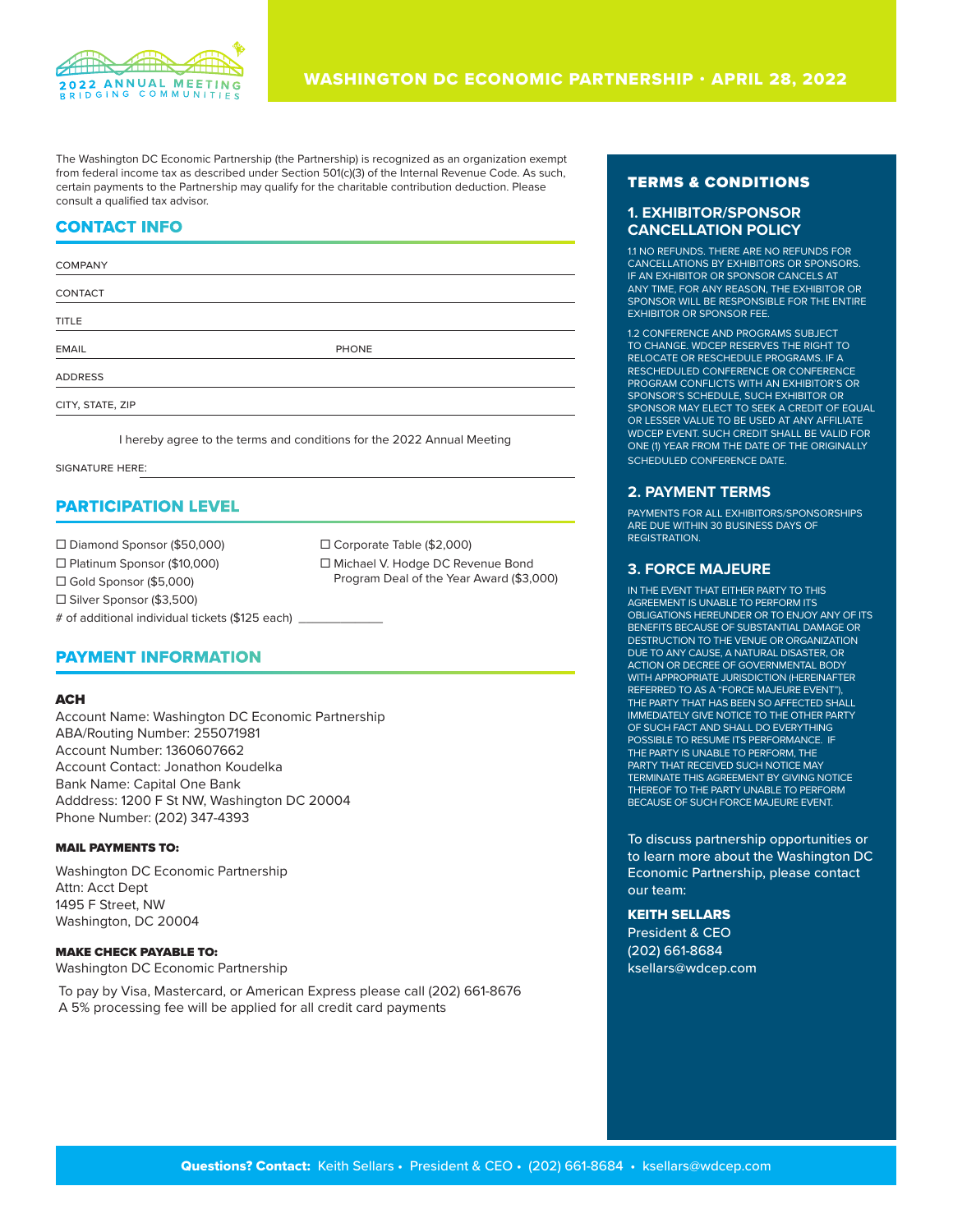2022 ANNUAL MEETING
BRIDGING COMMUNITIES

# WASHINGTON DC ECONOMIC PARTNERSHIP • APRIL 28, 2022

The Washington DC Economic Partnership (the Partnership) is recognized as an organization exempt from federal income tax as described under Section 501(c)(3) of the Internal Revenue Code. As such, certain payments to the Partnership may qualify for the charitable contribution deduction. Please consult a qualified tax advisor.

## CONTACT INFO

COMPANY

CONTACT

TITLE

EMAIL PHONE

ADDRESS

CITY, STATE, ZIP

I hereby agree to the terms and conditions for the 2022 Annual Meeting

SIGNATURE HERE: ____________________

## PARTICIPATION LEVEL

- ☐ Diamond Sponsor ($50,000)
- ☐ Platinum Sponsor ($10,000)
- ☐ Gold Sponsor ($5,000)
- ☐ Silver Sponsor ($3,500)
- ☐ Corporate Table ($2,000)
- ☐ Michael V. Hodge DC Revenue Bond Program Deal of the Year Award ($3,000)

# of additional individual tickets ($125 each) ____________

## PAYMENT INFORMATION

### ACH

Account Name: Washington DC Economic Partnership
ABA/Routing Number: 255071981
Account Number: 1360607662
Account Contact: Jonathon Koudelka
Bank Name: Capital One Bank
Adddress: 1200 F St NW, Washington DC 20004
Phone Number: (202) 347-4393

### MAIL PAYMENTS TO:

Washington DC Economic Partnership
Attn: Acct Dept
1495 F Street, NW
Washington, DC 20004

### MAKE CHECK PAYABLE TO:

Washington DC Economic Partnership

To pay by Visa, Mastercard, or American Express please call (202) 661-8676
A 5% processing fee will be applied for all credit card payments

## TERMS & CONDITIONS

### 1. EXHIBITOR/SPONSOR CANCELLATION POLICY

1.1 NO REFUNDS. THERE ARE NO REFUNDS FOR CANCELLATIONS BY EXHIBITORS OR SPONSORS. IF AN EXHIBITOR OR SPONSOR CANCELS AT ANY TIME, FOR ANY REASON, THE EXHIBITOR OR SPONSOR WILL BE RESPONSIBLE FOR THE ENTIRE EXHIBITOR OR SPONSOR FEE.

1.2 CONFERENCE AND PROGRAMS SUBJECT TO CHANGE. WDCEP RESERVES THE RIGHT TO RELOCATE OR RESCHEDULE PROGRAMS. IF A RESCHEDULED CONFERENCE OR CONFERENCE PROGRAM CONFLICTS WITH AN EXHIBITOR'S OR SPONSOR'S SCHEDULE, SUCH EXHIBITOR OR SPONSOR MAY ELECT TO SEEK A CREDIT OF EQUAL OR LESSER VALUE TO BE USED AT ANY AFFILIATE WDCEP EVENT. SUCH CREDIT SHALL BE VALID FOR ONE (1) YEAR FROM THE DATE OF THE ORIGINALLY SCHEDULED CONFERENCE DATE.

### 2. PAYMENT TERMS

PAYMENTS FOR ALL EXHIBITORS/SPONSORSHIPS ARE DUE WITHIN 30 BUSINESS DAYS OF REGISTRATION.

### 3. FORCE MAJEURE

IN THE EVENT THAT EITHER PARTY TO THIS AGREEMENT IS UNABLE TO PERFORM ITS OBLIGATIONS HEREUNDER OR TO ENJOY ANY OF ITS BENEFITS BECAUSE OF SUBSTANTIAL DAMAGE OR DESTRUCTION TO THE VENUE OR ORGANIZATION DUE TO ANY CAUSE, A NATURAL DISASTER, OR ACTION OR DECREE OF GOVERNMENTAL BODY WITH APPROPRIATE JURISDICTION (HEREINAFTER REFERRED TO AS A "FORCE MAJEURE EVENT"), THE PARTY THAT HAS BEEN SO AFFECTED SHALL IMMEDIATELY GIVE NOTICE TO THE OTHER PARTY OF SUCH FACT AND SHALL DO EVERYTHING POSSIBLE TO RESUME ITS PERFORMANCE. IF THE PARTY IS UNABLE TO PERFORM, THE PARTY THAT RECEIVED SUCH NOTICE MAY TERMINATE THIS AGREEMENT BY GIVING NOTICE THEREOF TO THE PARTY UNABLE TO PERFORM BECAUSE OF SUCH FORCE MAJEURE EVENT.

To discuss partnership opportunities or to learn more about the Washington DC Economic Partnership, please contact our team:

**KEITH SELLARS**
President & CEO
(202) 661-8684
ksellars@wdcep.com

**Questions? Contact:** Keith Sellars • President & CEO • (202) 661-8684 • ksellars@wdcep.com